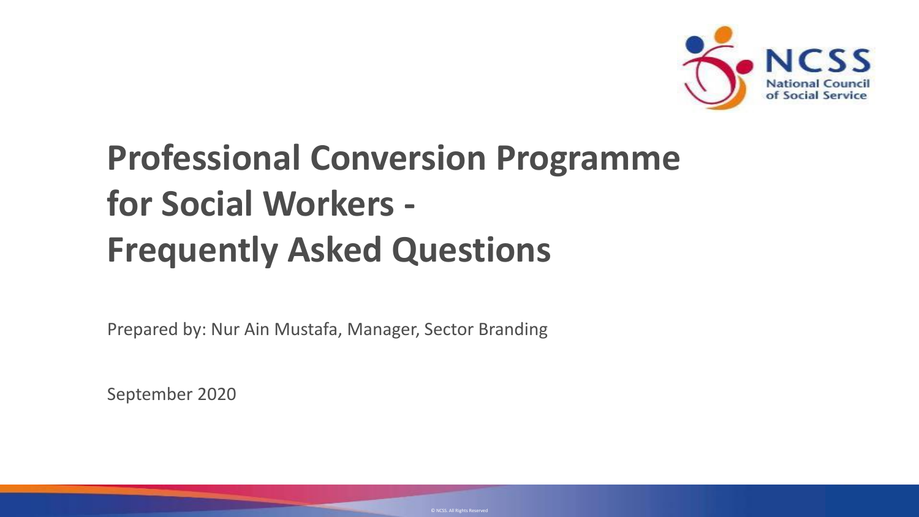NCSS National Council of Social Service

# Professional Conversion Programme for Social Workers - Frequently Asked Questions

Prepared by: Nur Ain Mustafa, Manager, Sector Branding

September 2020

© NCSS. All Rights Reserved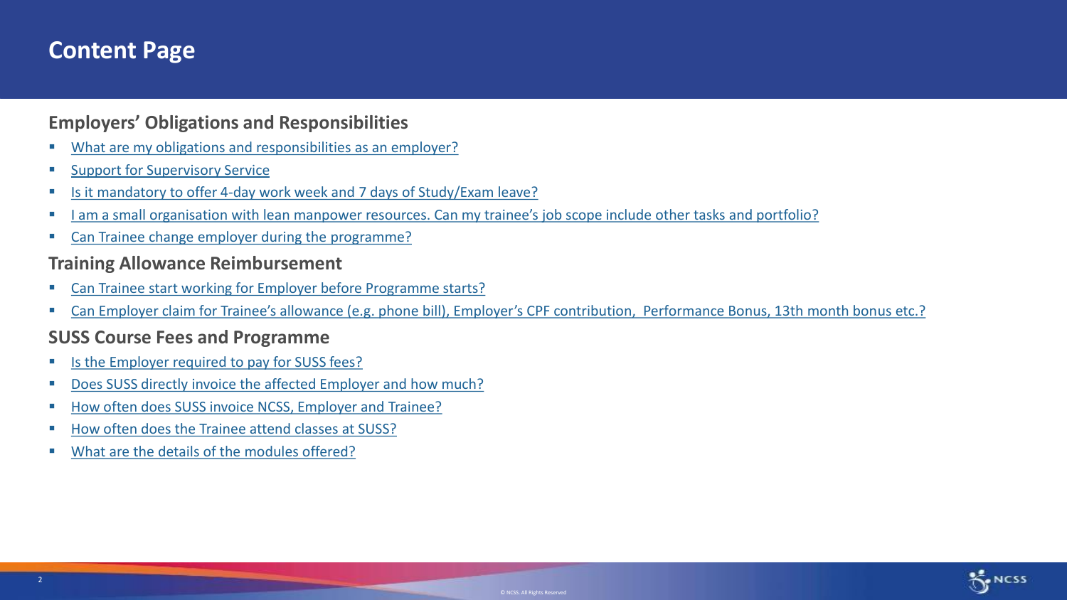# Content Page

## Employers' Obligations and Responsibilities

- What are my obligations and responsibilities as an employer?
- Support for Supervisory Service
- Is it mandatory to offer 4-day work week and 7 days of Study/Exam leave?
- I am a small organisation with lean manpower resources. Can my trainee's job scope include other tasks and portfolio?
- Can Trainee change employer during the programme?

## Training Allowance Reimbursement

- Can Trainee start working for Employer before Programme starts?
- Can Employer claim for Trainee's allowance (e.g. phone bill), Employer's CPF contribution,  Performance Bonus, 13th month bonus etc.?

## SUSS Course Fees and Programme

- Is the Employer required to pay for SUSS fees?
- Does SUSS directly invoice the affected Employer and how much?
- How often does SUSS invoice NCSS, Employer and Trainee?
- How often does the Trainee attend classes at SUSS?
- What are the details of the modules offered?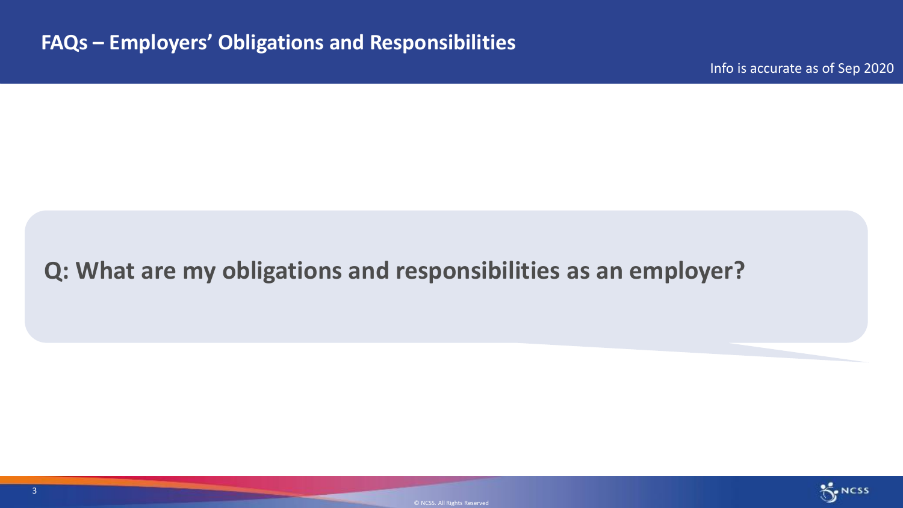## FAQs – Employers' Obligations and Responsibilities

Info is accurate as of Sep 2020

**Q: What are my obligations and responsibilities as an employer?**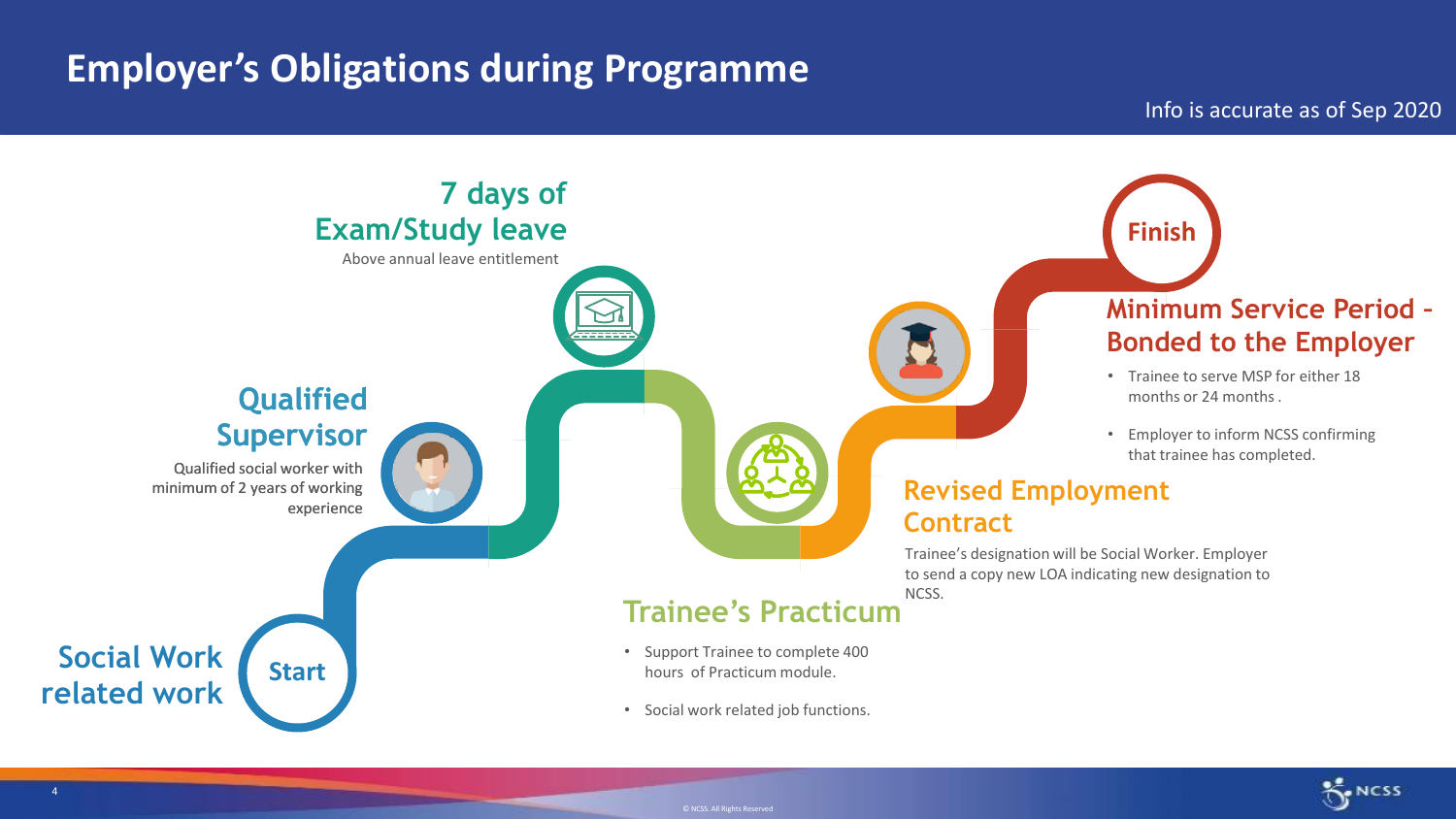# Employer's Obligations during Programme

Info is accurate as of Sep 2020

**Start**

## Social Work related work

## Qualified Supervisor

Qualified social worker with minimum of 2 years of working experience

## 7 days of Exam/Study leave

Above annual leave entitlement

## Trainee's Practicum

- Support Trainee to complete 400 hours of Practicum module.
- Social work related job functions.

## Revised Employment Contract

Trainee's designation will be Social Worker. Employer to send a copy new LOA indicating new designation to NCSS.

## Minimum Service Period - Bonded to the Employer

- Trainee to serve MSP for either 18 months or 24 months .
- Employer to inform NCSS confirming that trainee has completed.

**Finish**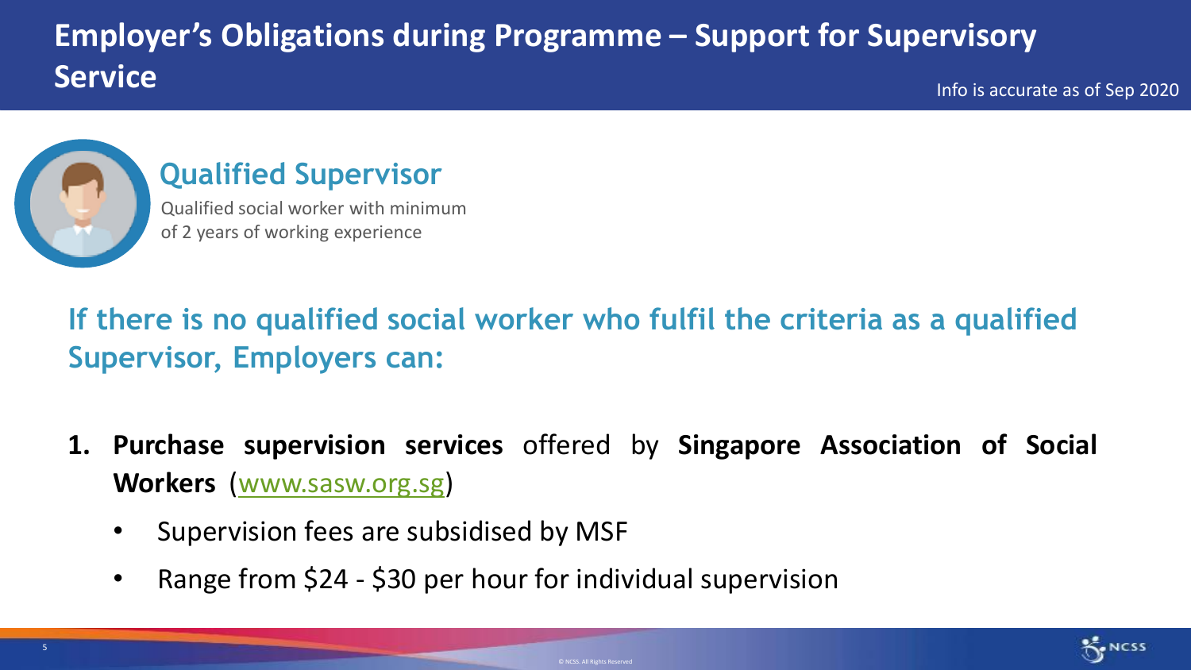# Employer's Obligations during Programme – Support for Supervisory Service

Info is accurate as of Sep 2020

## Qualified Supervisor

Qualified social worker with minimum of 2 years of working experience

**If there is no qualified social worker who fulfil the criteria as a qualified Supervisor, Employers can:**

1. **Purchase supervision services** offered by **Singapore Association of Social Workers** (www.sasw.org.sg)
   - Supervision fees are subsidised by MSF
   - Range from $24 - $30 per hour for individual supervision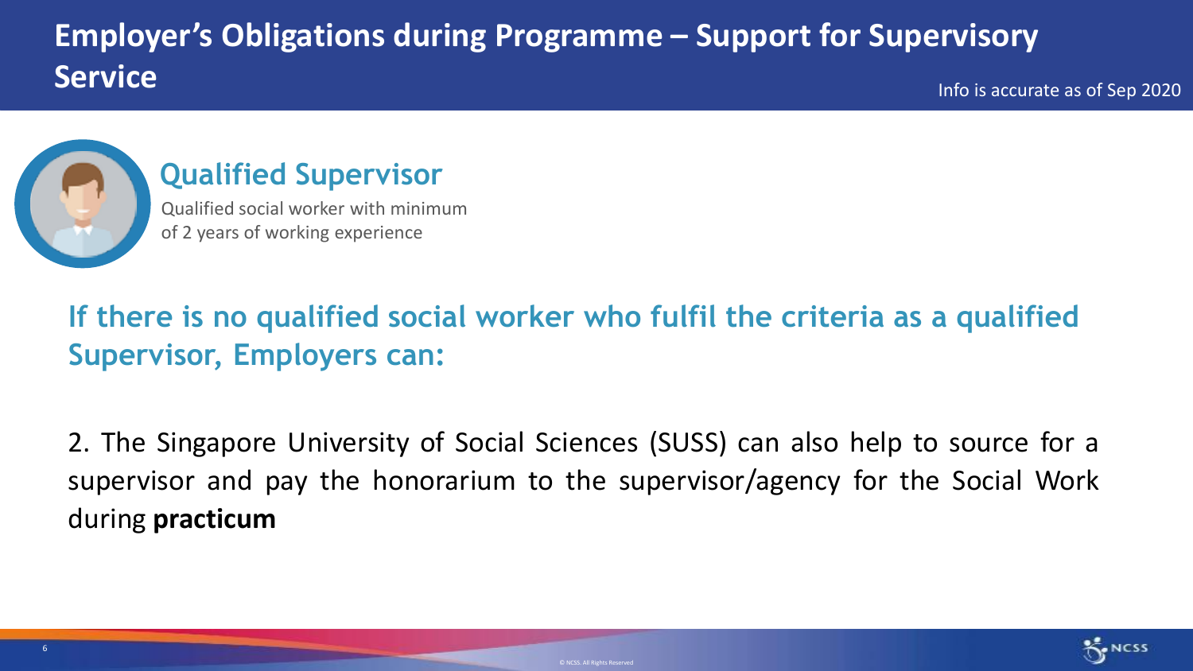# Employer's Obligations during Programme – Support for Supervisory Service

Info is accurate as of Sep 2020

## Qualified Supervisor

Qualified social worker with minimum of 2 years of working experience

### If there is no qualified social worker who fulfil the criteria as a qualified Supervisor, Employers can:

2. The Singapore University of Social Sciences (SUSS) can also help to source for a supervisor and pay the honorarium to the supervisor/agency for the Social Work during **practicum**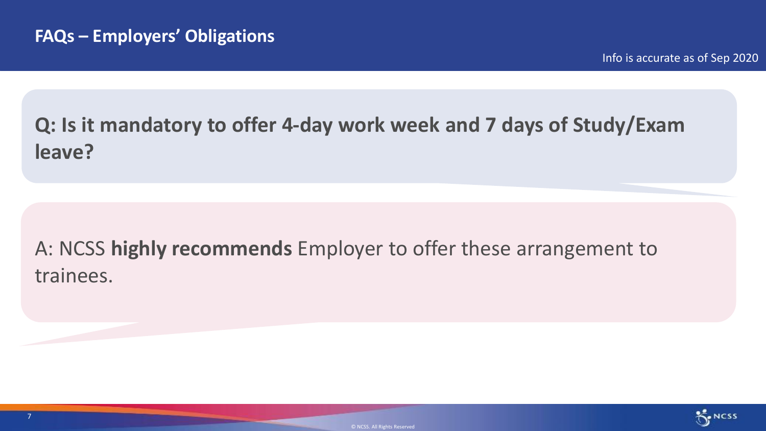## FAQs – Employers' Obligations

Info is accurate as of Sep 2020

**Q: Is it mandatory to offer 4-day work week and 7 days of Study/Exam leave?**

A: NCSS **highly recommends** Employer to offer these arrangement to trainees.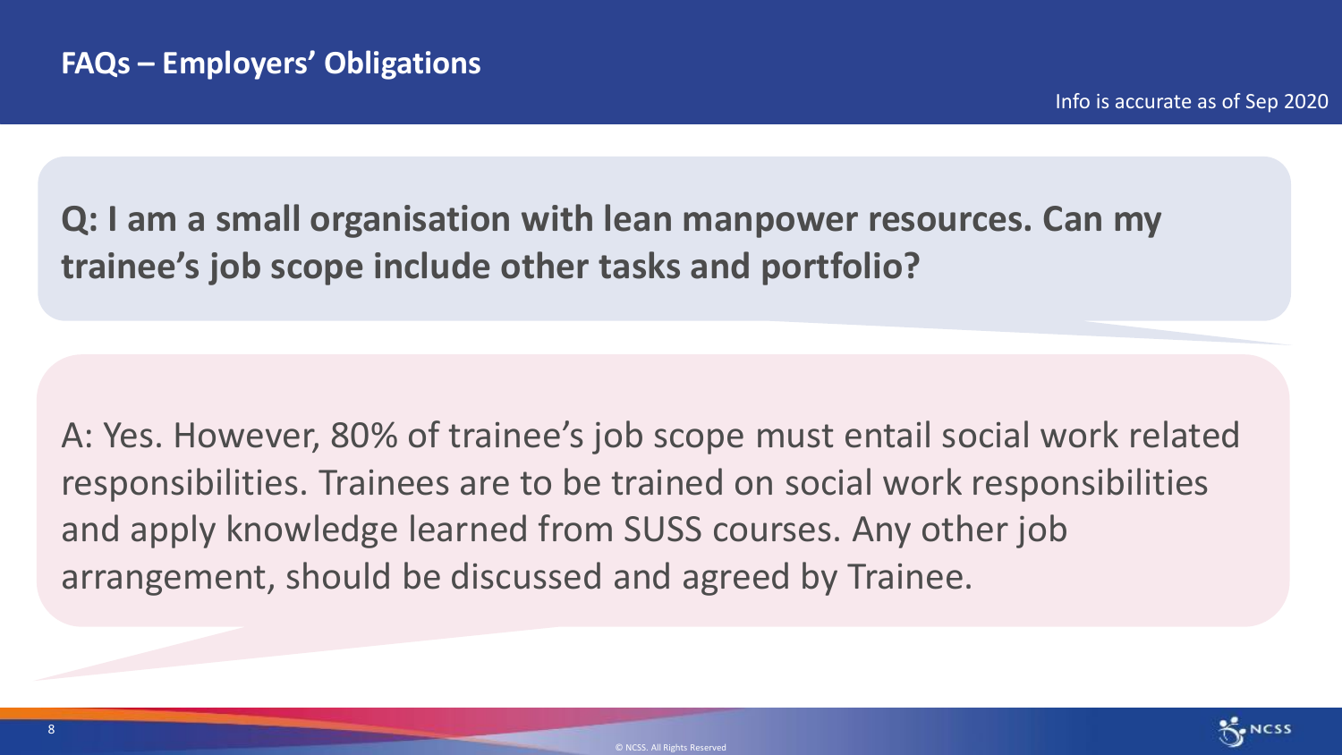## FAQs – Employers' Obligations

Info is accurate as of Sep 2020

**Q: I am a small organisation with lean manpower resources. Can my trainee's job scope include other tasks and portfolio?**

A: Yes. However, 80% of trainee's job scope must entail social work related responsibilities. Trainees are to be trained on social work responsibilities and apply knowledge learned from SUSS courses. Any other job arrangement, should be discussed and agreed by Trainee.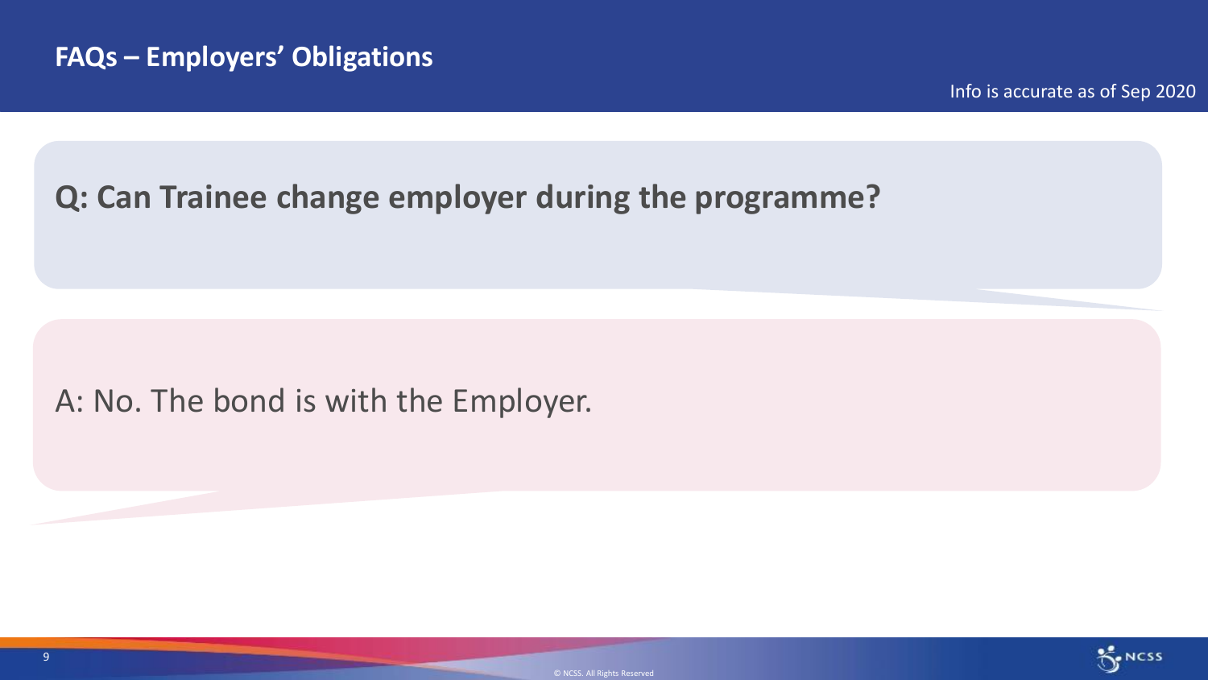## FAQs – Employers' Obligations

Info is accurate as of Sep 2020

**Q: Can Trainee change employer during the programme?**

A: No. The bond is with the Employer.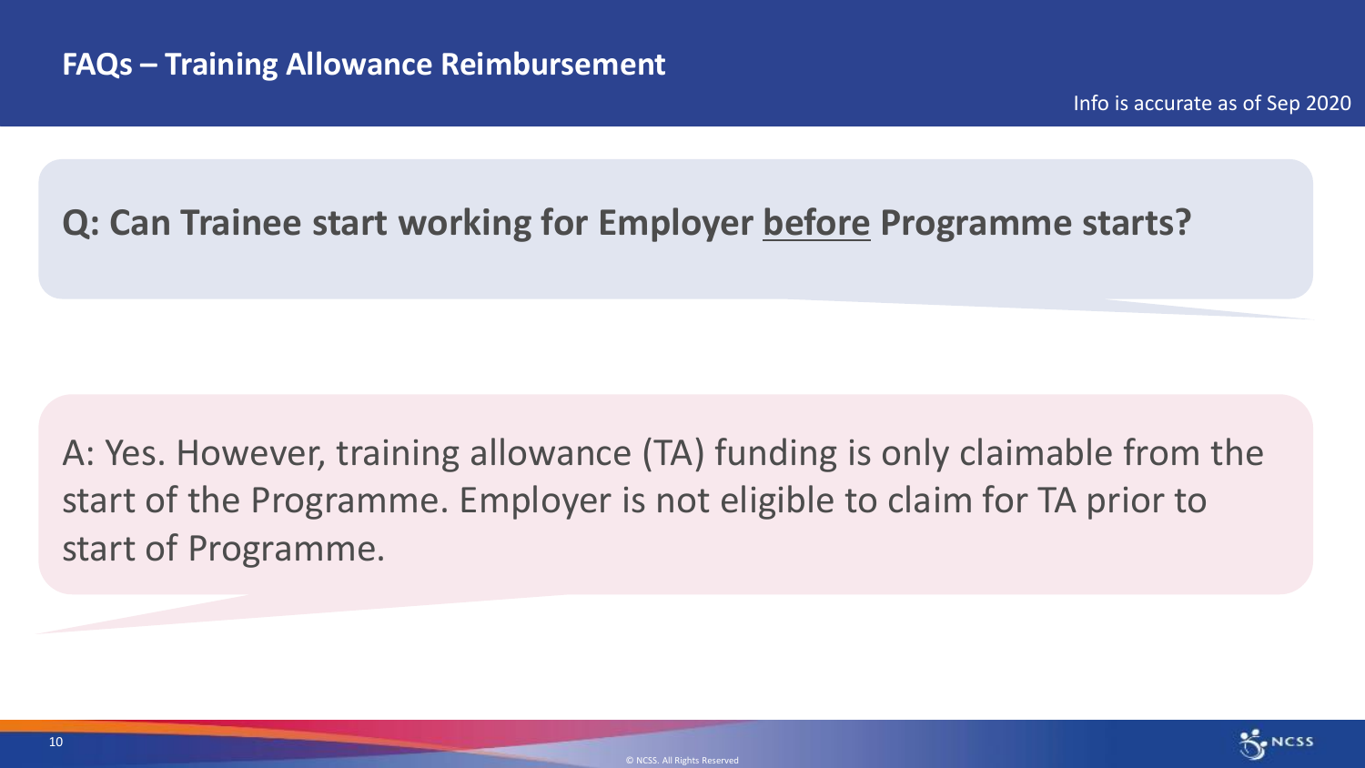## FAQs – Training Allowance Reimbursement

Info is accurate as of Sep 2020

**Q: Can Trainee start working for Employer before Programme starts?**

A: Yes. However, training allowance (TA) funding is only claimable from the start of the Programme. Employer is not eligible to claim for TA prior to start of Programme.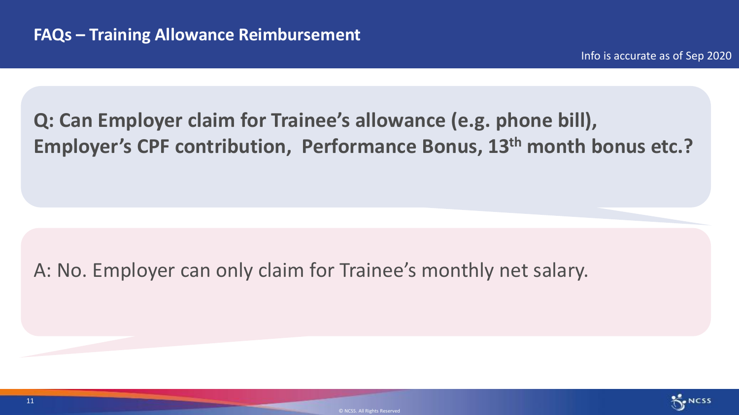## FAQs – Training Allowance Reimbursement

Info is accurate as of Sep 2020

**Q: Can Employer claim for Trainee's allowance (e.g. phone bill), Employer's CPF contribution, Performance Bonus, 13th month bonus etc.?**

A: No. Employer can only claim for Trainee's monthly net salary.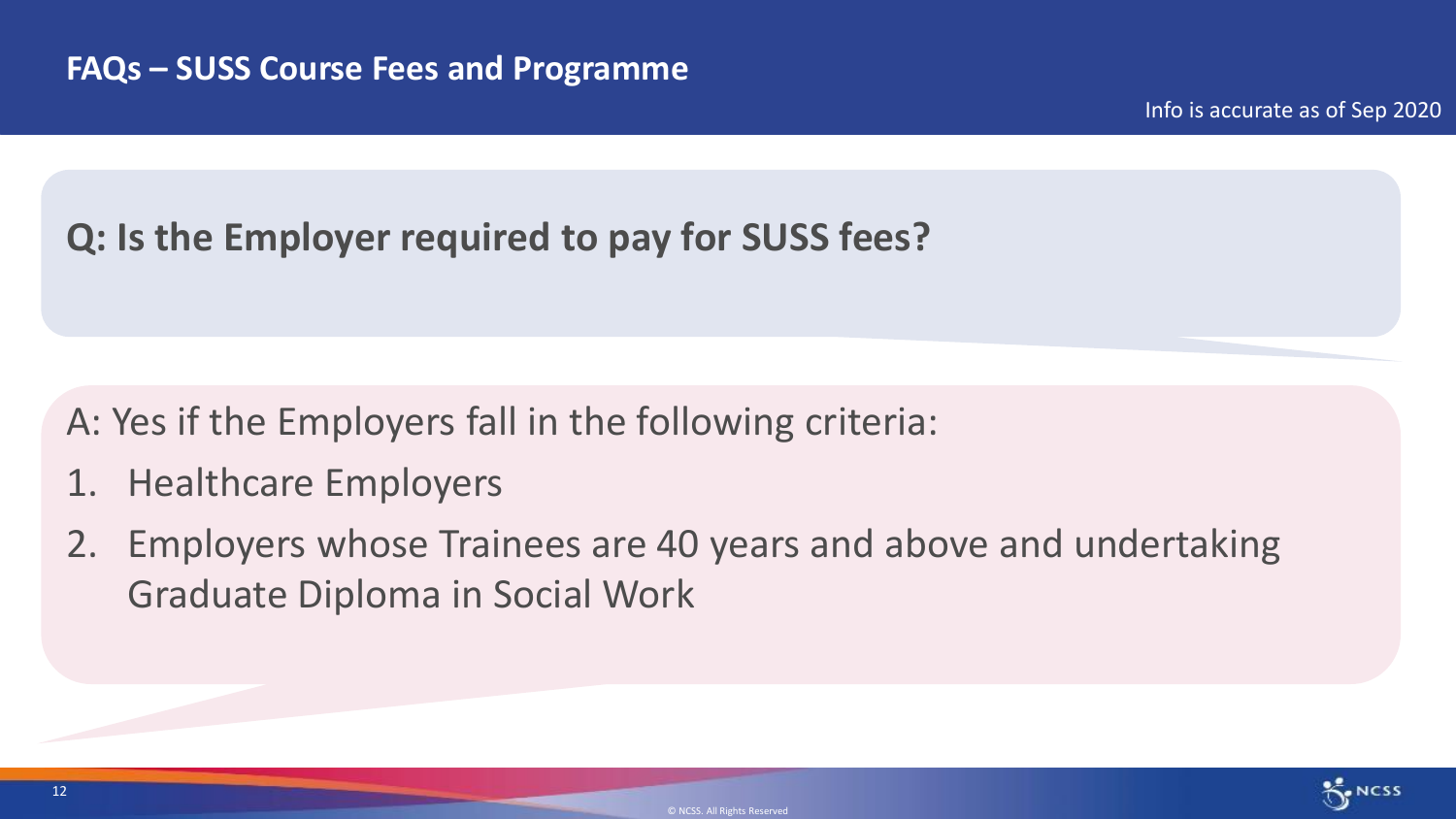## FAQs – SUSS Course Fees and Programme

Info is accurate as of Sep 2020

**Q: Is the Employer required to pay for SUSS fees?**

A: Yes if the Employers fall in the following criteria:

1. Healthcare Employers
2. Employers whose Trainees are 40 years and above and undertaking Graduate Diploma in Social Work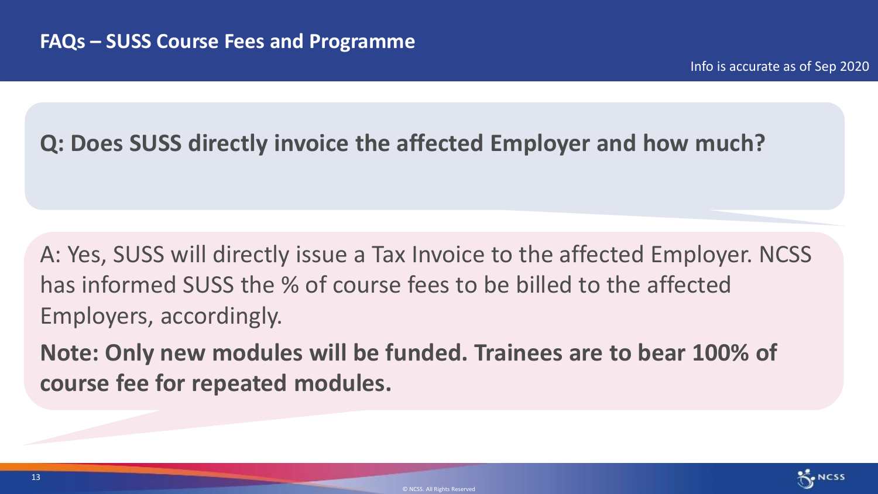# FAQs – SUSS Course Fees and Programme

Info is accurate as of Sep 2020

**Q: Does SUSS directly invoice the affected Employer and how much?**

A: Yes, SUSS will directly issue a Tax Invoice to the affected Employer. NCSS has informed SUSS the % of course fees to be billed to the affected Employers, accordingly.

**Note: Only new modules will be funded. Trainees are to bear 100% of course fee for repeated modules.**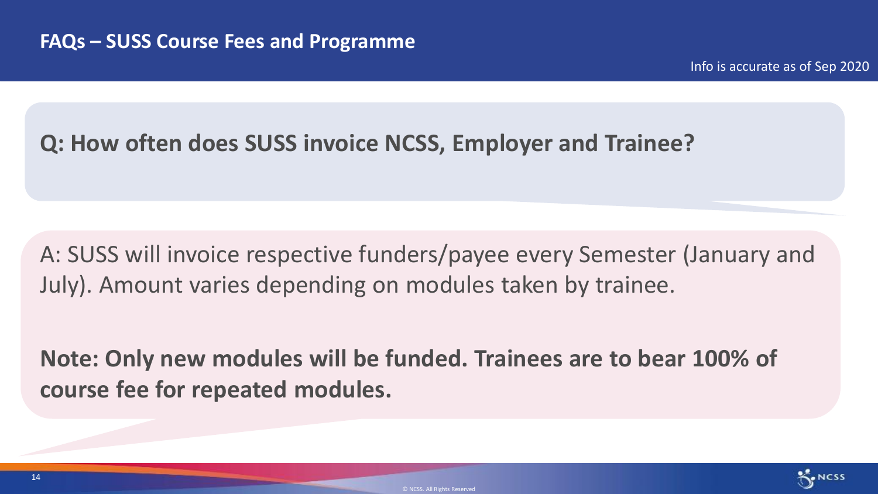## FAQs – SUSS Course Fees and Programme

Info is accurate as of Sep 2020

**Q: How often does SUSS invoice NCSS, Employer and Trainee?**

A: SUSS will invoice respective funders/payee every Semester (January and July). Amount varies depending on modules taken by trainee.

**Note: Only new modules will be funded. Trainees are to bear 100% of course fee for repeated modules.**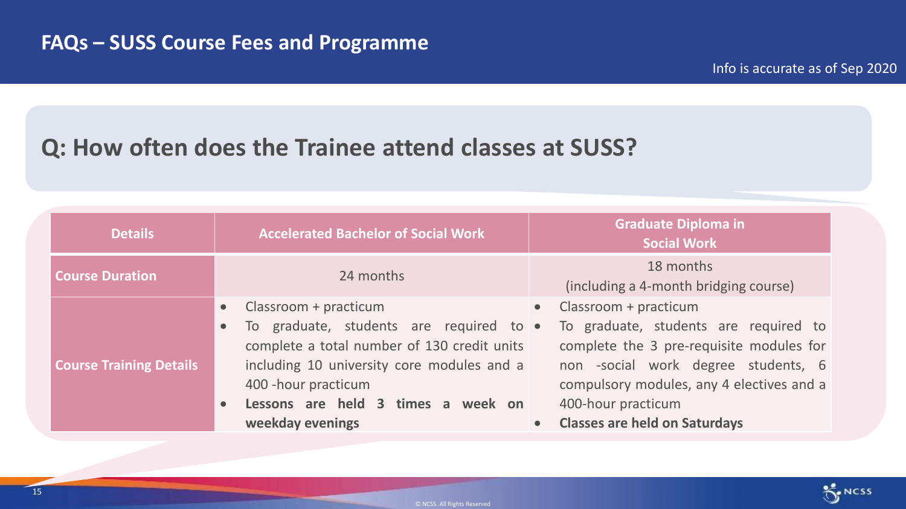# FAQs – SUSS Course Fees and Programme

Info is accurate as of Sep 2020

## Q: How often does the Trainee attend classes at SUSS?

| Details | Accelerated Bachelor of Social Work | Graduate Diploma in Social Work |
|---|---|---|
| **Course Duration** | 24 months | 18 months (including a 4-month bridging course) |
| **Course Training Details** | • Classroom + practicum<br>• To graduate, students are required to complete a total number of 130 credit units including 10 university core modules and a 400 -hour practicum<br>• **Lessons are held 3 times a week on weekday evenings** | • Classroom + practicum<br>• To graduate, students are required to complete the 3 pre-requisite modules for non -social work degree students, 6 compulsory modules, any 4 electives and a 400-hour practicum<br>• **Classes are held on Saturdays** |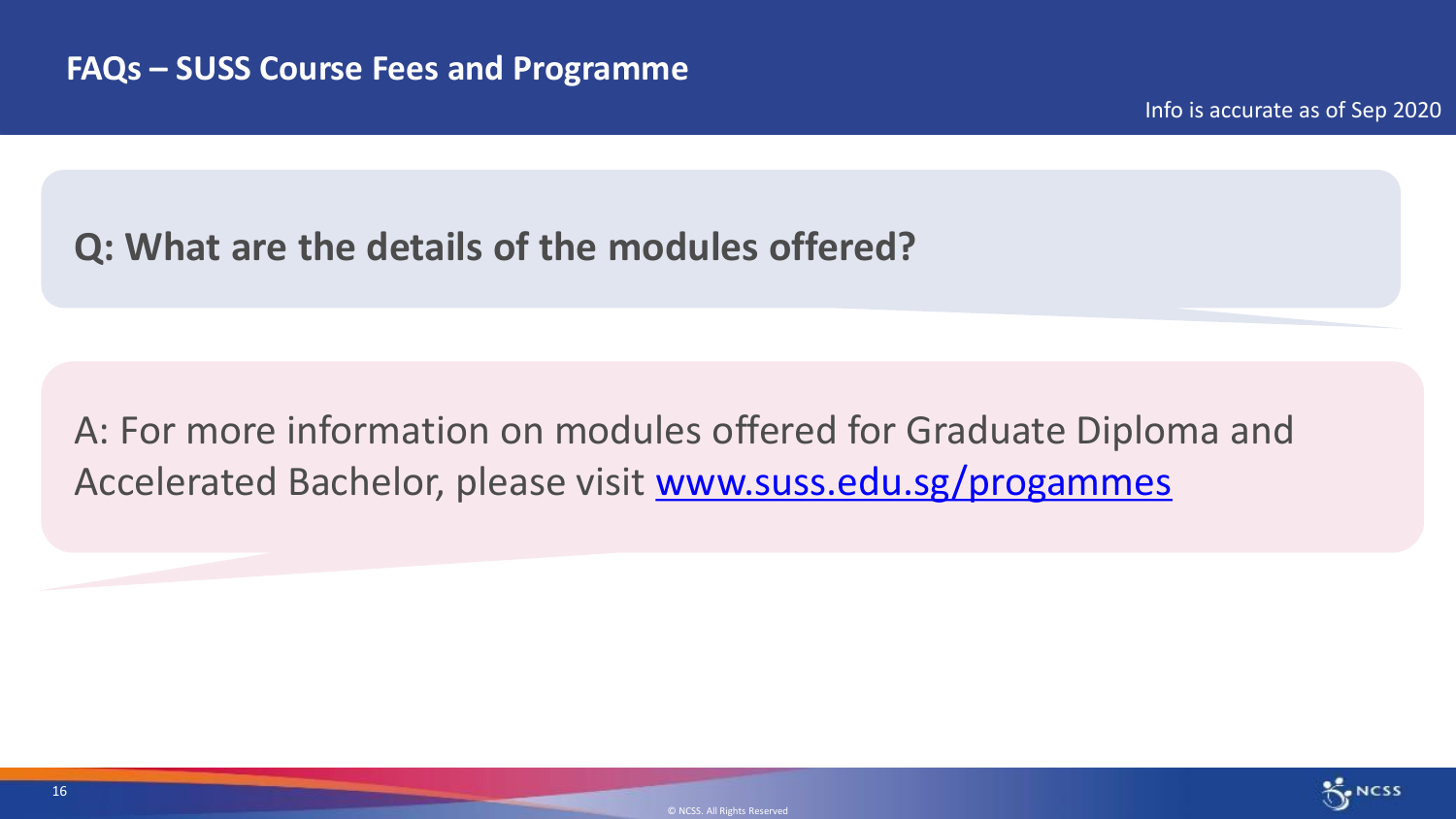## FAQs – SUSS Course Fees and Programme

Info is accurate as of Sep 2020

**Q: What are the details of the modules offered?**

A: For more information on modules offered for Graduate Diploma and Accelerated Bachelor, please visit [www.suss.edu.sg/progammes](www.suss.edu.sg/progammes)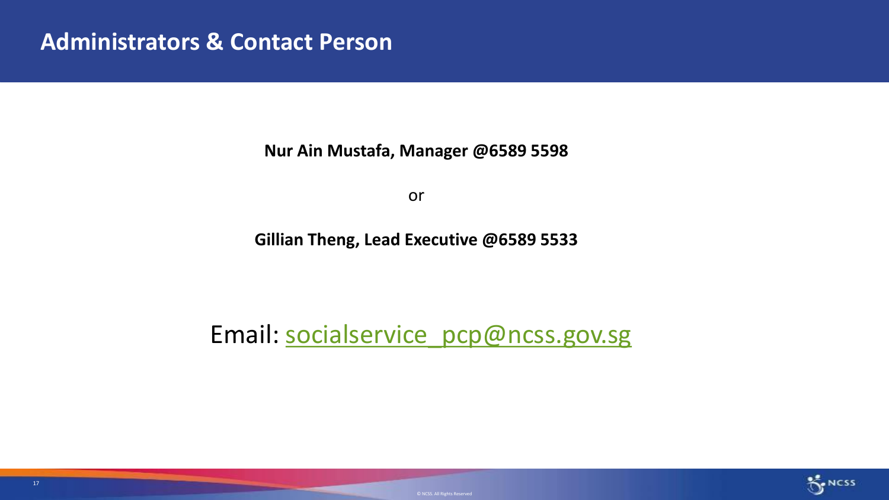# Administrators & Contact Person

**Nur Ain Mustafa, Manager @6589 5598**

or

**Gillian Theng, Lead Executive @6589 5533**

Email: socialservice_pcp@ncss.gov.sg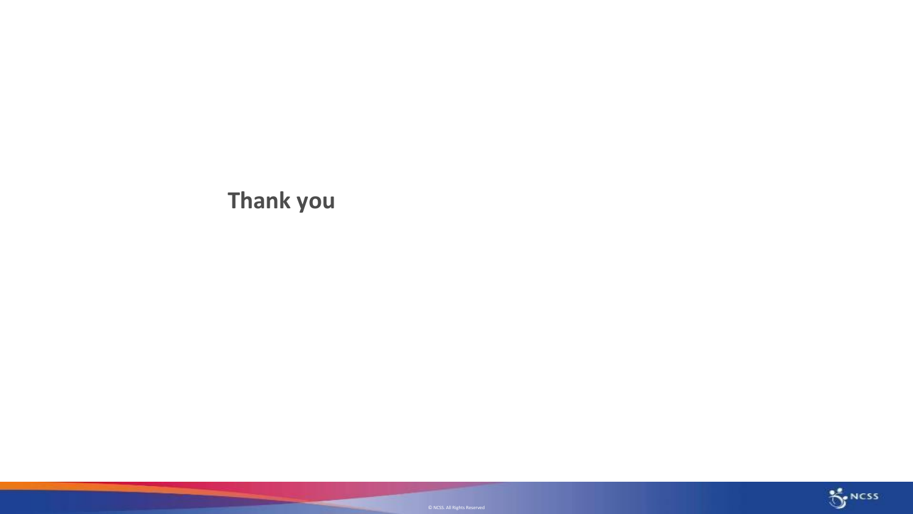**Thank you**